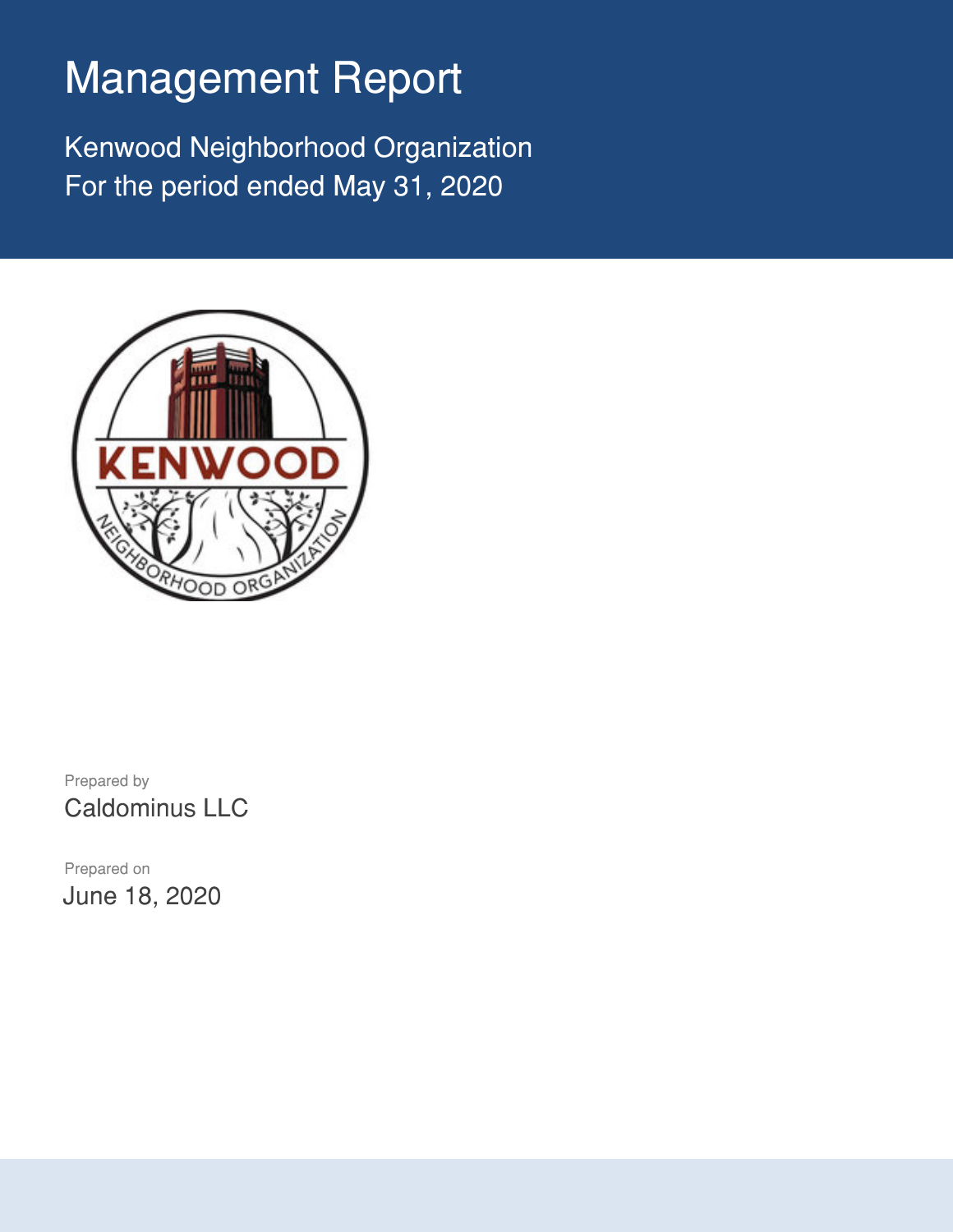# Management Report

Kenwood Neighborhood Organization
For the period ended May 31, 2020

Prepared by
Caldominus LLC

Prepared on
June 18, 2020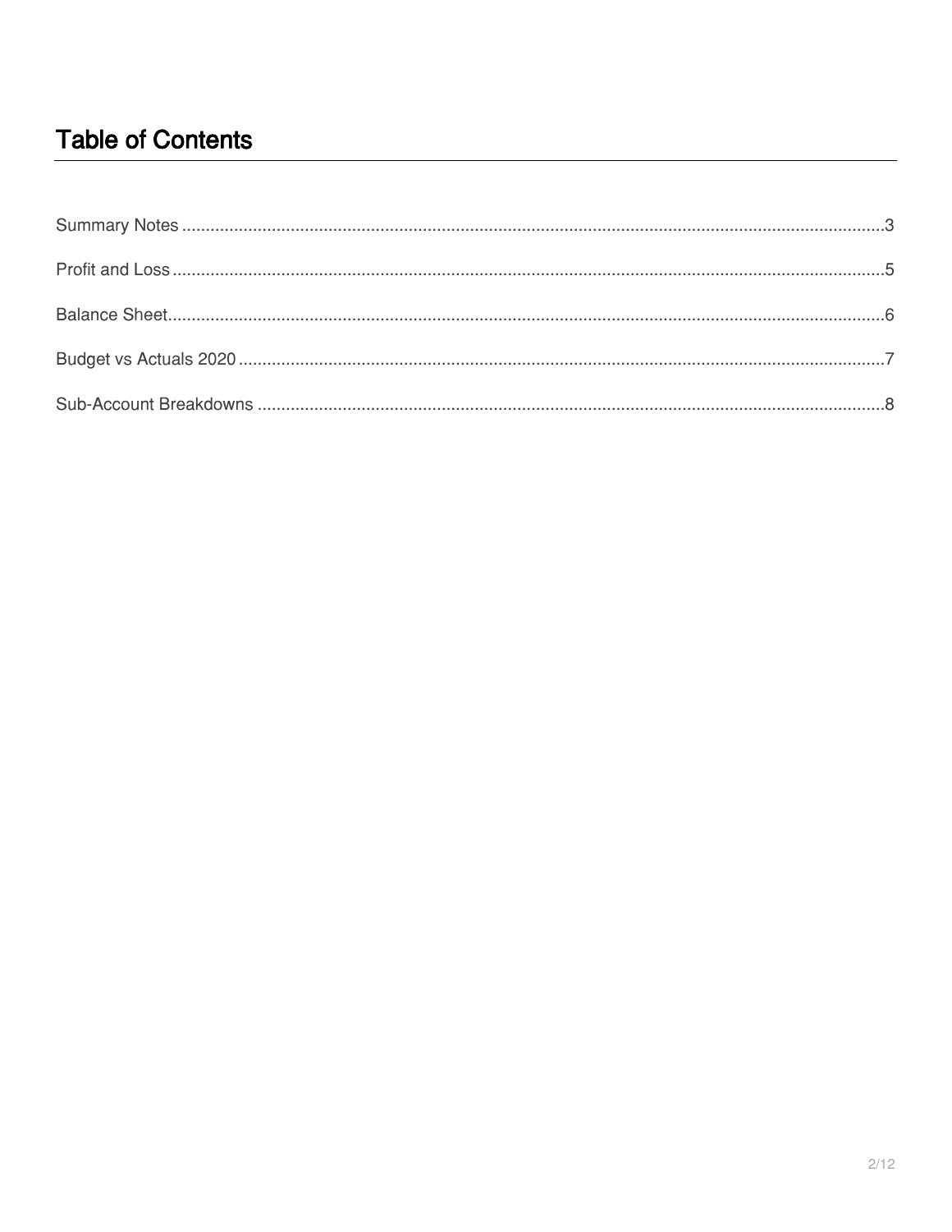# Table of Contents

Summary Notes ........................................................ 3

Profit and Loss ........................................................ 5

Balance Sheet ........................................................ 6

Budget vs Actuals 2020 ........................................................ 7

Sub-Account Breakdowns ........................................................ 8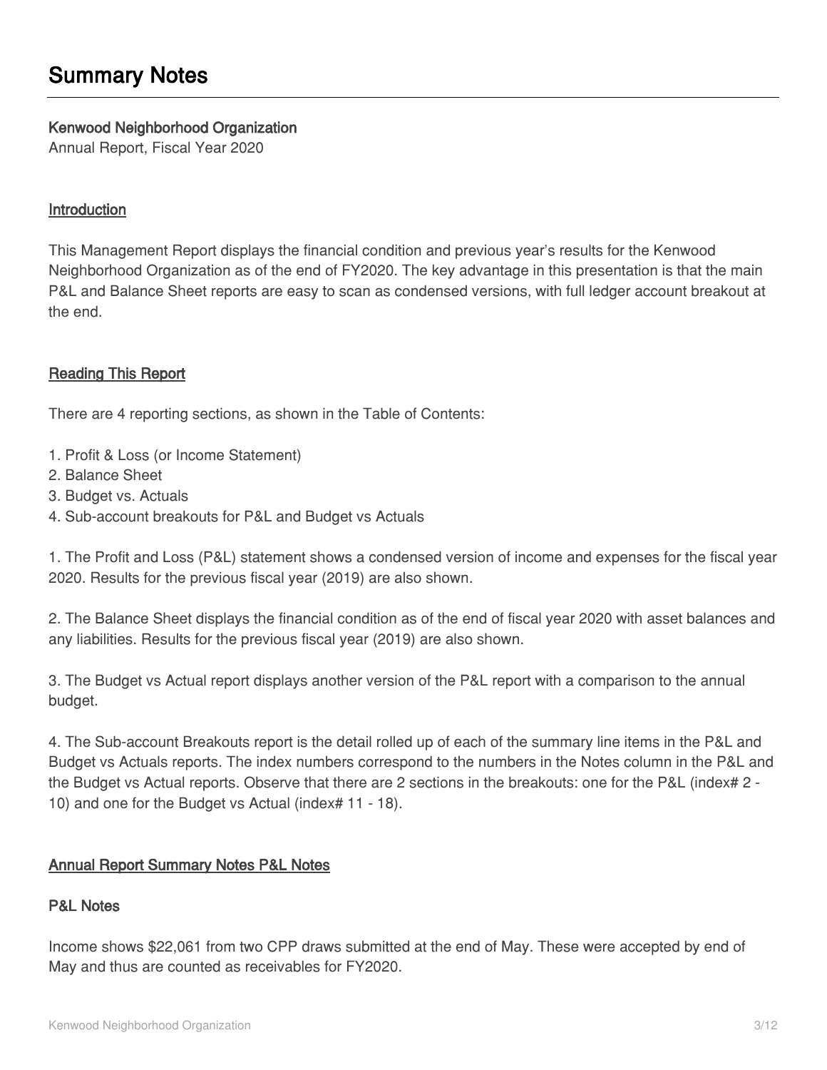# Summary Notes

**Kenwood Neighborhood Organization**

Annual Report, Fiscal Year 2020

## Introduction

This Management Report displays the financial condition and previous year's results for the Kenwood Neighborhood Organization as of the end of FY2020. The key advantage in this presentation is that the main P&L and Balance Sheet reports are easy to scan as condensed versions, with full ledger account breakout at the end.

## Reading This Report

There are 4 reporting sections, as shown in the Table of Contents:

1. Profit & Loss (or Income Statement)
2. Balance Sheet
3. Budget vs. Actuals
4. Sub-account breakouts for P&L and Budget vs Actuals

1. The Profit and Loss (P&L) statement shows a condensed version of income and expenses for the fiscal year 2020. Results for the previous fiscal year (2019) are also shown.

2. The Balance Sheet displays the financial condition as of the end of fiscal year 2020 with asset balances and any liabilities. Results for the previous fiscal year (2019) are also shown.

3. The Budget vs Actual report displays another version of the P&L report with a comparison to the annual budget.

4. The Sub-account Breakouts report is the detail rolled up of each of the summary line items in the P&L and Budget vs Actuals reports. The index numbers correspond to the numbers in the Notes column in the P&L and the Budget vs Actual reports. Observe that there are 2 sections in the breakouts: one for the P&L (index# 2 - 10) and one for the Budget vs Actual (index# 11 - 18).

## Annual Report Summary Notes P&L Notes

### P&L Notes

Income shows $22,061 from two CPP draws submitted at the end of May. These were accepted by end of May and thus are counted as receivables for FY2020.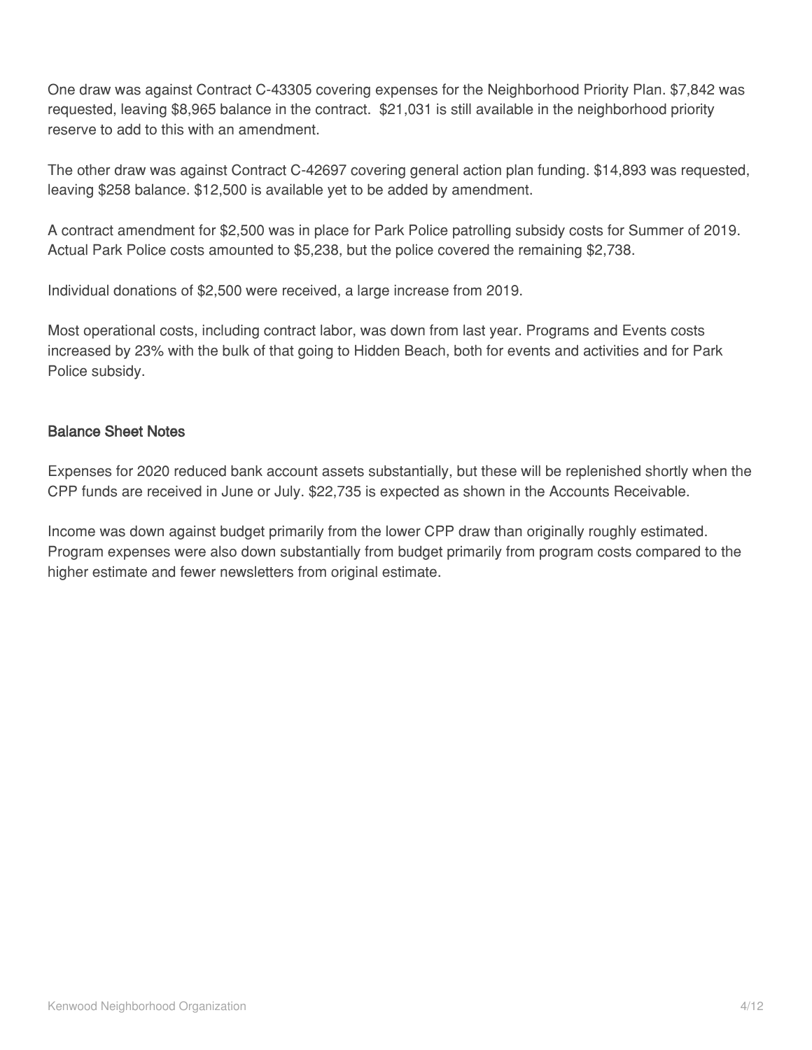One draw was against Contract C-43305 covering expenses for the Neighborhood Priority Plan. $7,842 was requested, leaving $8,965 balance in the contract.  $21,031 is still available in the neighborhood priority reserve to add to this with an amendment.

The other draw was against Contract C-42697 covering general action plan funding. $14,893 was requested, leaving $258 balance. $12,500 is available yet to be added by amendment.

A contract amendment for $2,500 was in place for Park Police patrolling subsidy costs for Summer of 2019. Actual Park Police costs amounted to $5,238, but the police covered the remaining $2,738.

Individual donations of $2,500 were received, a large increase from 2019.

Most operational costs, including contract labor, was down from last year. Programs and Events costs increased by 23% with the bulk of that going to Hidden Beach, both for events and activities and for Park Police subsidy.

### Balance Sheet Notes

Expenses for 2020 reduced bank account assets substantially, but these will be replenished shortly when the CPP funds are received in June or July. $22,735 is expected as shown in the Accounts Receivable.

Income was down against budget primarily from the lower CPP draw than originally roughly estimated. Program expenses were also down substantially from budget primarily from program costs compared to the higher estimate and fewer newsletters from original estimate.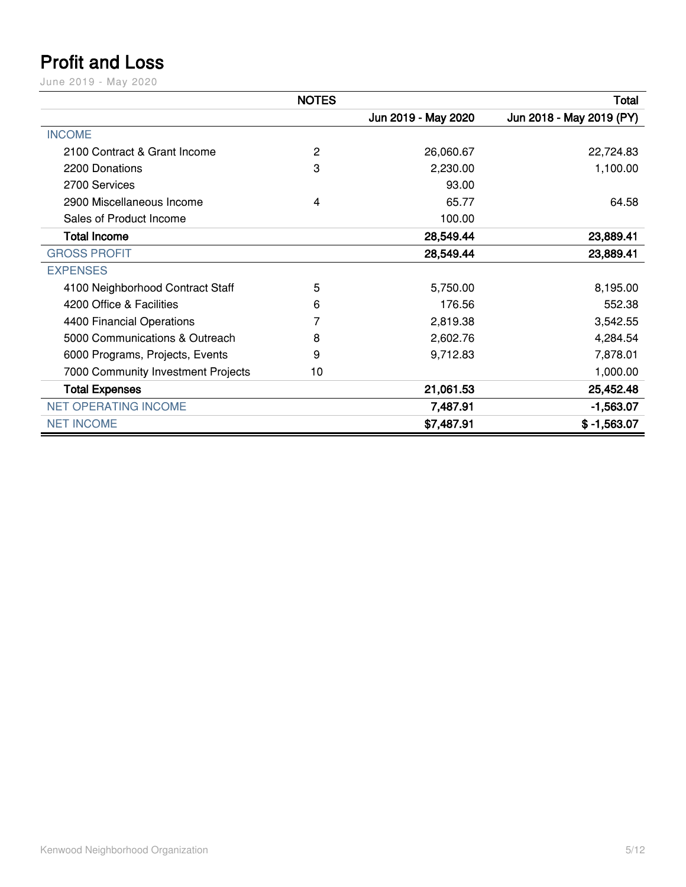# Profit and Loss

June 2019 - May 2020

| | NOTES | | Total |
|---|---|---|---|
| | | Jun 2019 - May 2020 | Jun 2018 - May 2019 (PY) |
| INCOME | | | |
| 2100 Contract & Grant Income | 2 | 26,060.67 | 22,724.83 |
| 2200 Donations | 3 | 2,230.00 | 1,100.00 |
| 2700 Services | | 93.00 | |
| 2900 Miscellaneous Income | 4 | 65.77 | 64.58 |
| Sales of Product Income | | 100.00 | |
| **Total Income** | | **28,549.44** | **23,889.41** |
| GROSS PROFIT | | **28,549.44** | **23,889.41** |
| EXPENSES | | | |
| 4100 Neighborhood Contract Staff | 5 | 5,750.00 | 8,195.00 |
| 4200 Office & Facilities | 6 | 176.56 | 552.38 |
| 4400 Financial Operations | 7 | 2,819.38 | 3,542.55 |
| 5000 Communications & Outreach | 8 | 2,602.76 | 4,284.54 |
| 6000 Programs, Projects, Events | 9 | 9,712.83 | 7,878.01 |
| 7000 Community Investment Projects | 10 | | 1,000.00 |
| **Total Expenses** | | **21,061.53** | **25,452.48** |
| NET OPERATING INCOME | | **7,487.91** | **-1,563.07** |
| NET INCOME | | **$7,487.91** | **$ -1,563.07** |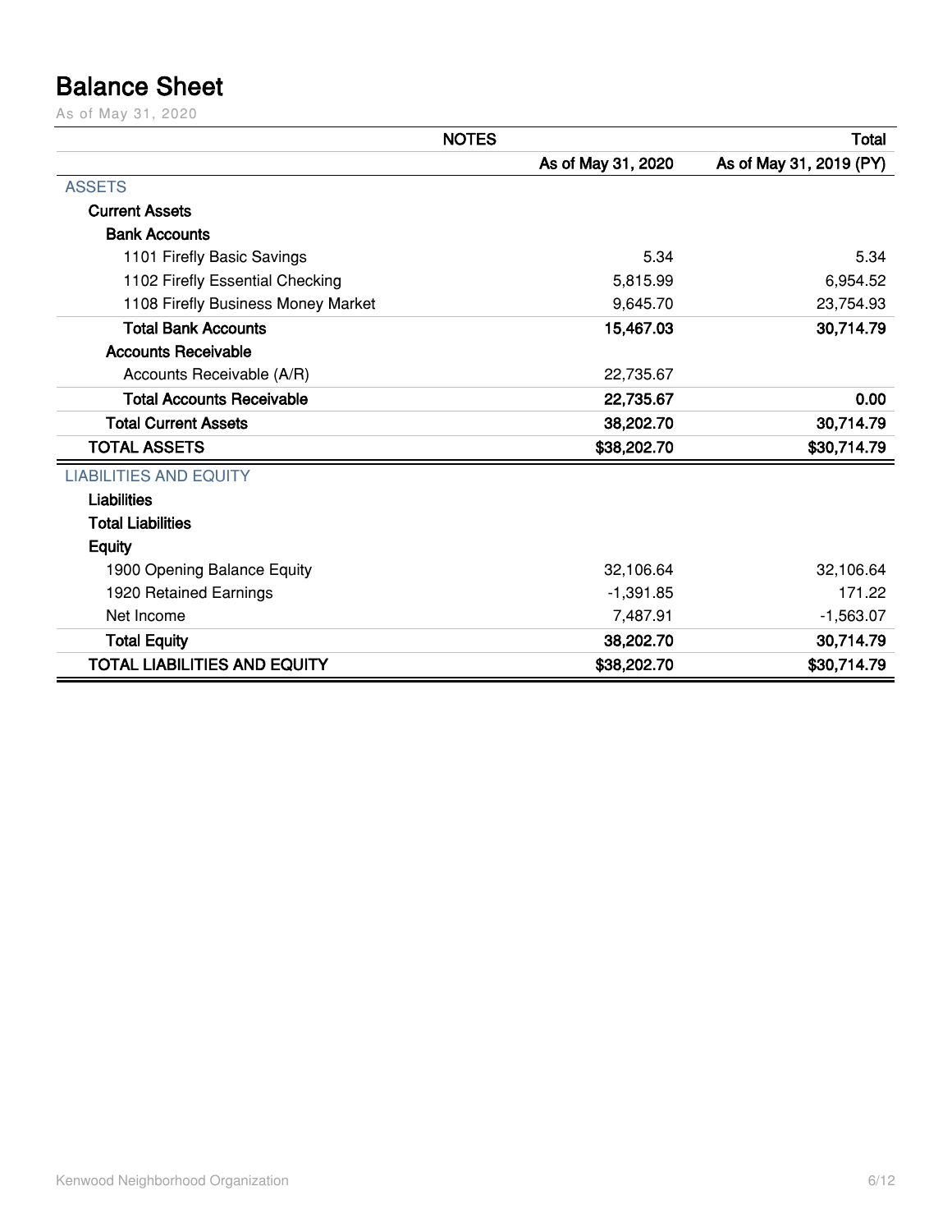# Balance Sheet

As of May 31, 2020

| NOTES | Total | |
|---|---|---|
| | As of May 31, 2020 | As of May 31, 2019 (PY) |
| **ASSETS** | | |
| **Current Assets** | | |
| **Bank Accounts** | | |
| 1101 Firefly Basic Savings | 5.34 | 5.34 |
| 1102 Firefly Essential Checking | 5,815.99 | 6,954.52 |
| 1108 Firefly Business Money Market | 9,645.70 | 23,754.93 |
| **Total Bank Accounts** | **15,467.03** | **30,714.79** |
| **Accounts Receivable** | | |
| Accounts Receivable (A/R) | 22,735.67 | |
| **Total Accounts Receivable** | **22,735.67** | **0.00** |
| **Total Current Assets** | **38,202.70** | **30,714.79** |
| **TOTAL ASSETS** | **$38,202.70** | **$30,714.79** |
| **LIABILITIES AND EQUITY** | | |
| **Liabilities** | | |
| **Total Liabilities** | | |
| **Equity** | | |
| 1900 Opening Balance Equity | 32,106.64 | 32,106.64 |
| 1920 Retained Earnings | -1,391.85 | 171.22 |
| Net Income | 7,487.91 | -1,563.07 |
| **Total Equity** | **38,202.70** | **30,714.79** |
| **TOTAL LIABILITIES AND EQUITY** | **$38,202.70** | **$30,714.79** |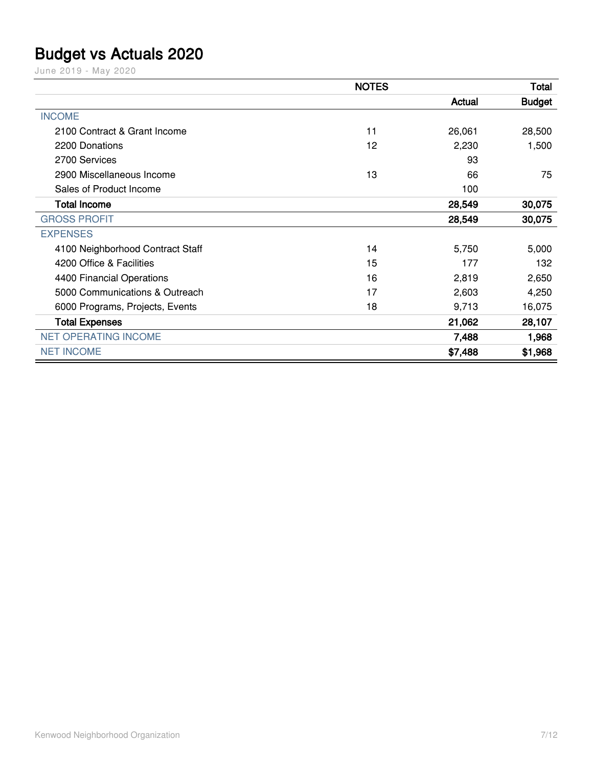# Budget vs Actuals 2020

June 2019 - May 2020

| | NOTES | | Total |
|---|---|---|---|
| | | Actual | Budget |
| INCOME | | | |
| 2100 Contract & Grant Income | 11 | 26,061 | 28,500 |
| 2200 Donations | 12 | 2,230 | 1,500 |
| 2700 Services | | 93 | |
| 2900 Miscellaneous Income | 13 | 66 | 75 |
| Sales of Product Income | | 100 | |
| **Total Income** | | **28,549** | **30,075** |
| GROSS PROFIT | | **28,549** | **30,075** |
| EXPENSES | | | |
| 4100 Neighborhood Contract Staff | 14 | 5,750 | 5,000 |
| 4200 Office & Facilities | 15 | 177 | 132 |
| 4400 Financial Operations | 16 | 2,819 | 2,650 |
| 5000 Communications & Outreach | 17 | 2,603 | 4,250 |
| 6000 Programs, Projects, Events | 18 | 9,713 | 16,075 |
| **Total Expenses** | | **21,062** | **28,107** |
| NET OPERATING INCOME | | **7,488** | **1,968** |
| NET INCOME | | **$7,488** | **$1,968** |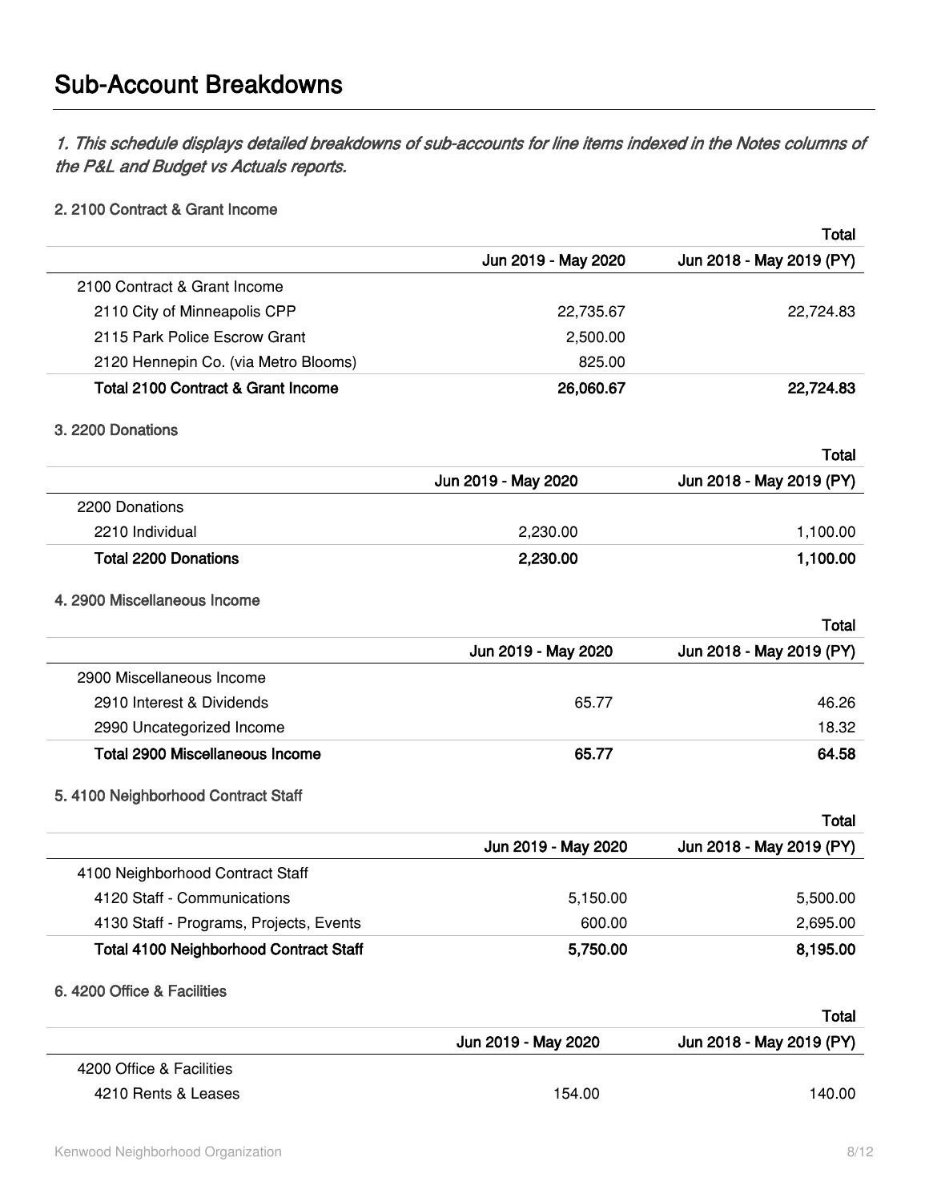# Sub-Account Breakdowns

*1. This schedule displays detailed breakdowns of sub-accounts for line items indexed in the Notes columns of the P&L and Budget vs Actuals reports.*

### 2. 2100 Contract & Grant Income

| | Total | |
|---|---|---|
| | Jun 2019 - May 2020 | Jun 2018 - May 2019 (PY) |
| 2100 Contract & Grant Income | | |
| 2110 City of Minneapolis CPP | 22,735.67 | 22,724.83 |
| 2115 Park Police Escrow Grant | 2,500.00 | |
| 2120 Hennepin Co. (via Metro Blooms) | 825.00 | |
| **Total 2100 Contract & Grant Income** | **26,060.67** | **22,724.83** |

### 3. 2200 Donations

| | Total | |
|---|---|---|
| | Jun 2019 - May 2020 | Jun 2018 - May 2019 (PY) |
| 2200 Donations | | |
| 2210 Individual | 2,230.00 | 1,100.00 |
| **Total 2200 Donations** | **2,230.00** | **1,100.00** |

### 4. 2900 Miscellaneous Income

| | Total | |
|---|---|---|
| | Jun 2019 - May 2020 | Jun 2018 - May 2019 (PY) |
| 2900 Miscellaneous Income | | |
| 2910 Interest & Dividends | 65.77 | 46.26 |
| 2990 Uncategorized Income | | 18.32 |
| **Total 2900 Miscellaneous Income** | **65.77** | **64.58** |

### 5. 4100 Neighborhood Contract Staff

| | Total | |
|---|---|---|
| | Jun 2019 - May 2020 | Jun 2018 - May 2019 (PY) |
| 4100 Neighborhood Contract Staff | | |
| 4120 Staff - Communications | 5,150.00 | 5,500.00 |
| 4130 Staff - Programs, Projects, Events | 600.00 | 2,695.00 |
| **Total 4100 Neighborhood Contract Staff** | **5,750.00** | **8,195.00** |

### 6. 4200 Office & Facilities

| | Total | |
|---|---|---|
| | Jun 2019 - May 2020 | Jun 2018 - May 2019 (PY) |
| 4200 Office & Facilities | | |
| 4210 Rents & Leases | 154.00 | 140.00 |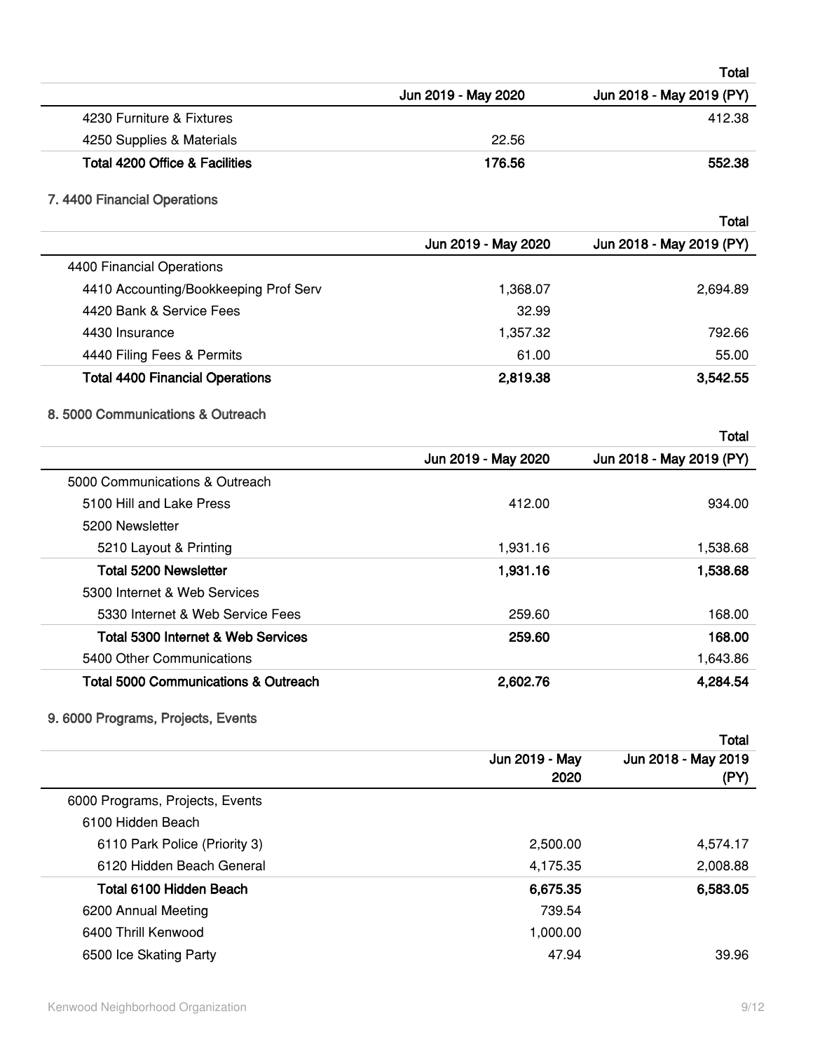| | Total | |
|---|---|---|
| | Jun 2019 - May 2020 | Jun 2018 - May 2019 (PY) |
| 4230 Furniture & Fixtures | | 412.38 |
| 4250 Supplies & Materials | 22.56 | |
| **Total 4200 Office & Facilities** | **176.56** | **552.38** |

## 7. 4400 Financial Operations

| | Total | |
|---|---|---|
| | Jun 2019 - May 2020 | Jun 2018 - May 2019 (PY) |
| 4400 Financial Operations | | |
| 4410 Accounting/Bookkeeping Prof Serv | 1,368.07 | 2,694.89 |
| 4420 Bank & Service Fees | 32.99 | |
| 4430 Insurance | 1,357.32 | 792.66 |
| 4440 Filing Fees & Permits | 61.00 | 55.00 |
| **Total 4400 Financial Operations** | **2,819.38** | **3,542.55** |

## 8. 5000 Communications & Outreach

| | Total | |
|---|---|---|
| | Jun 2019 - May 2020 | Jun 2018 - May 2019 (PY) |
| 5000 Communications & Outreach | | |
| 5100 Hill and Lake Press | 412.00 | 934.00 |
| 5200 Newsletter | | |
| 5210 Layout & Printing | 1,931.16 | 1,538.68 |
| **Total 5200 Newsletter** | **1,931.16** | **1,538.68** |
| 5300 Internet & Web Services | | |
| 5330 Internet & Web Service Fees | 259.60 | 168.00 |
| **Total 5300 Internet & Web Services** | **259.60** | **168.00** |
| 5400 Other Communications | | 1,643.86 |
| **Total 5000 Communications & Outreach** | **2,602.76** | **4,284.54** |

## 9. 6000 Programs, Projects, Events

| | Total | |
|---|---|---|
| | Jun 2019 - May 2020 | Jun 2018 - May 2019 (PY) |
| 6000 Programs, Projects, Events | | |
| 6100 Hidden Beach | | |
| 6110 Park Police (Priority 3) | 2,500.00 | 4,574.17 |
| 6120 Hidden Beach General | 4,175.35 | 2,008.88 |
| **Total 6100 Hidden Beach** | **6,675.35** | **6,583.05** |
| 6200 Annual Meeting | 739.54 | |
| 6400 Thrill Kenwood | 1,000.00 | |
| 6500 Ice Skating Party | 47.94 | 39.96 |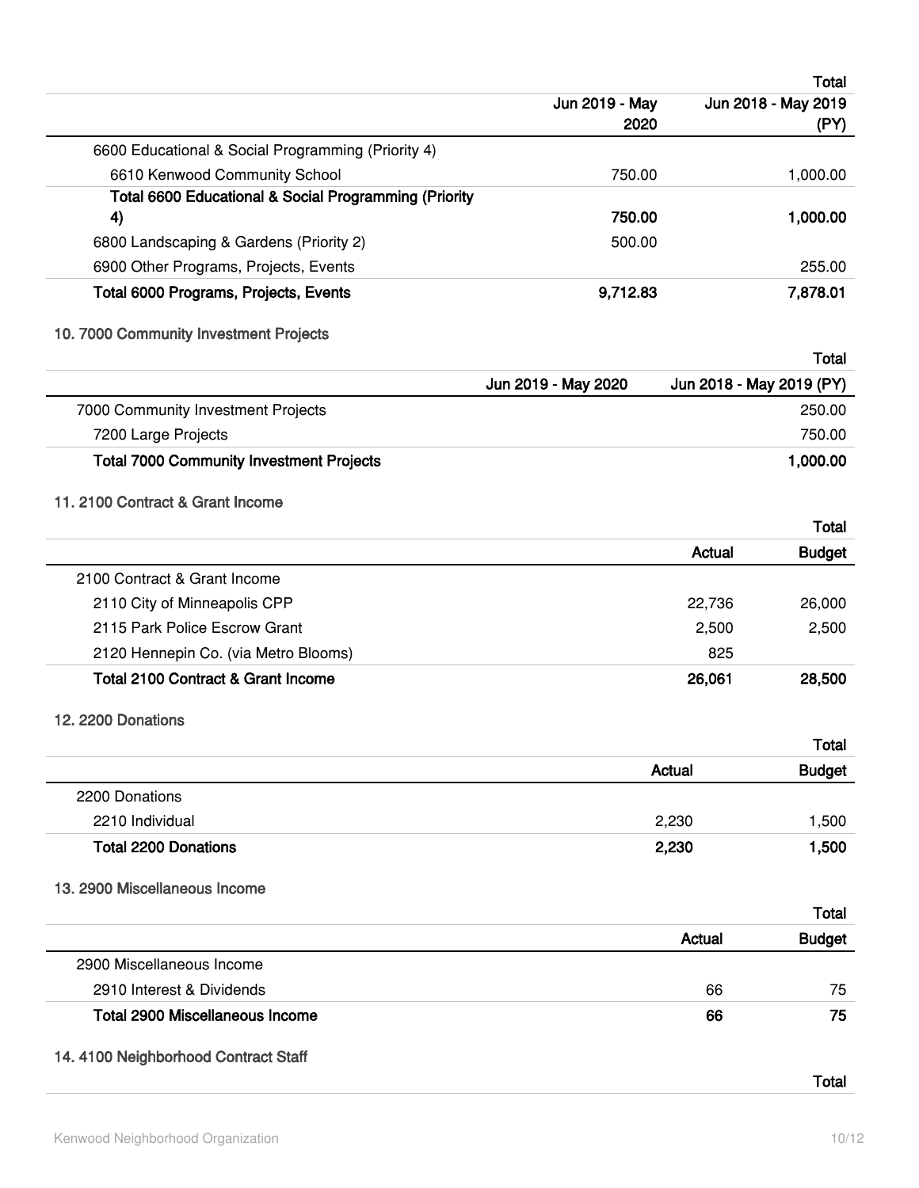| | | Total |
| --- | --- | --- |
| | Jun 2019 - May 2020 | Jun 2018 - May 2019 (PY) |
| 6600 Educational & Social Programming (Priority 4) | | |
| 6610 Kenwood Community School | 750.00 | 1,000.00 |
| **Total 6600 Educational & Social Programming (Priority 4)** | **750.00** | **1,000.00** |
| 6800 Landscaping & Gardens (Priority 2) | 500.00 | |
| 6900 Other Programs, Projects, Events | | 255.00 |
| **Total 6000 Programs, Projects, Events** | **9,712.83** | **7,878.01** |

10. 7000 Community Investment Projects

| | | Total |
| --- | --- | --- |
| | Jun 2019 - May 2020 | Jun 2018 - May 2019 (PY) |
| 7000 Community Investment Projects | | 250.00 |
| 7200 Large Projects | | 750.00 |
| **Total 7000 Community Investment Projects** | | **1,000.00** |

11. 2100 Contract & Grant Income

| | | Total |
| --- | --- | --- |
| | Actual | Budget |
| 2100 Contract & Grant Income | | |
| 2110 City of Minneapolis CPP | 22,736 | 26,000 |
| 2115 Park Police Escrow Grant | 2,500 | 2,500 |
| 2120 Hennepin Co. (via Metro Blooms) | 825 | |
| **Total 2100 Contract & Grant Income** | **26,061** | **28,500** |

12. 2200 Donations

| | | Total |
| --- | --- | --- |
| | Actual | Budget |
| 2200 Donations | | |
| 2210 Individual | 2,230 | 1,500 |
| **Total 2200 Donations** | **2,230** | **1,500** |

13. 2900 Miscellaneous Income

| | | Total |
| --- | --- | --- |
| | Actual | Budget |
| 2900 Miscellaneous Income | | |
| 2910 Interest & Dividends | 66 | 75 |
| **Total 2900 Miscellaneous Income** | **66** | **75** |

14. 4100 Neighborhood Contract Staff

| | Total |
| --- | --- |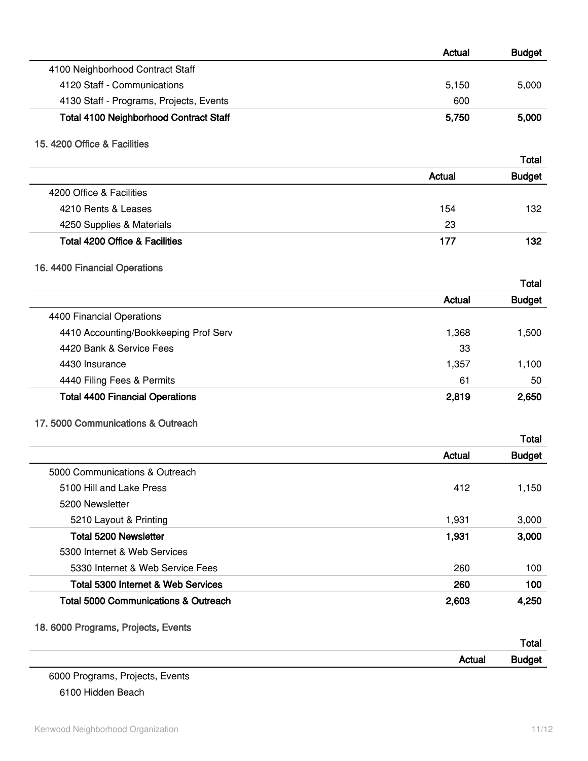| | Actual | Budget |
|---|---|---|
| 4100 Neighborhood Contract Staff | | |
| 4120 Staff - Communications | 5,150 | 5,000 |
| 4130 Staff - Programs, Projects, Events | 600 | |
| **Total 4100 Neighborhood Contract Staff** | **5,750** | **5,000** |

## 15. 4200 Office & Facilities

| | | Total |
|---|---|---|
| | **Actual** | **Budget** |
| 4200 Office & Facilities | | |
| 4210 Rents & Leases | 154 | 132 |
| 4250 Supplies & Materials | 23 | |
| **Total 4200 Office & Facilities** | **177** | **132** |

## 16. 4400 Financial Operations

| | | Total |
|---|---|---|
| | **Actual** | **Budget** |
| 4400 Financial Operations | | |
| 4410 Accounting/Bookkeeping Prof Serv | 1,368 | 1,500 |
| 4420 Bank & Service Fees | 33 | |
| 4430 Insurance | 1,357 | 1,100 |
| 4440 Filing Fees & Permits | 61 | 50 |
| **Total 4400 Financial Operations** | **2,819** | **2,650** |

## 17. 5000 Communications & Outreach

| | | Total |
|---|---|---|
| | **Actual** | **Budget** |
| 5000 Communications & Outreach | | |
| 5100 Hill and Lake Press | 412 | 1,150 |
| 5200 Newsletter | | |
| 5210 Layout & Printing | 1,931 | 3,000 |
| **Total 5200 Newsletter** | **1,931** | **3,000** |
| 5300 Internet & Web Services | | |
| 5330 Internet & Web Service Fees | 260 | 100 |
| **Total 5300 Internet & Web Services** | **260** | **100** |
| **Total 5000 Communications & Outreach** | **2,603** | **4,250** |

## 18. 6000 Programs, Projects, Events

| | | Total |
|---|---|---|
| | **Actual** | **Budget** |
| 6000 Programs, Projects, Events | | |
| 6100 Hidden Beach | | |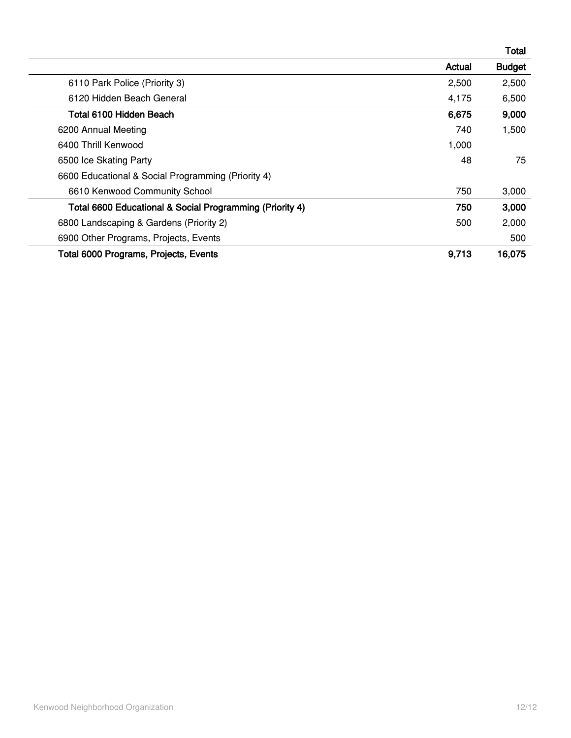| | Total | |
|---|---|---|
| | Actual | Budget |
| 6110 Park Police (Priority 3) | 2,500 | 2,500 |
| 6120 Hidden Beach General | 4,175 | 6,500 |
| **Total 6100 Hidden Beach** | **6,675** | **9,000** |
| 6200 Annual Meeting | 740 | 1,500 |
| 6400 Thrill Kenwood | 1,000 | |
| 6500 Ice Skating Party | 48 | 75 |
| 6600 Educational & Social Programming (Priority 4) | | |
| 6610 Kenwood Community School | 750 | 3,000 |
| **Total 6600 Educational & Social Programming (Priority 4)** | **750** | **3,000** |
| 6800 Landscaping & Gardens (Priority 2) | 500 | 2,000 |
| 6900 Other Programs, Projects, Events | | 500 |
| **Total 6000 Programs, Projects, Events** | **9,713** | **16,075** |